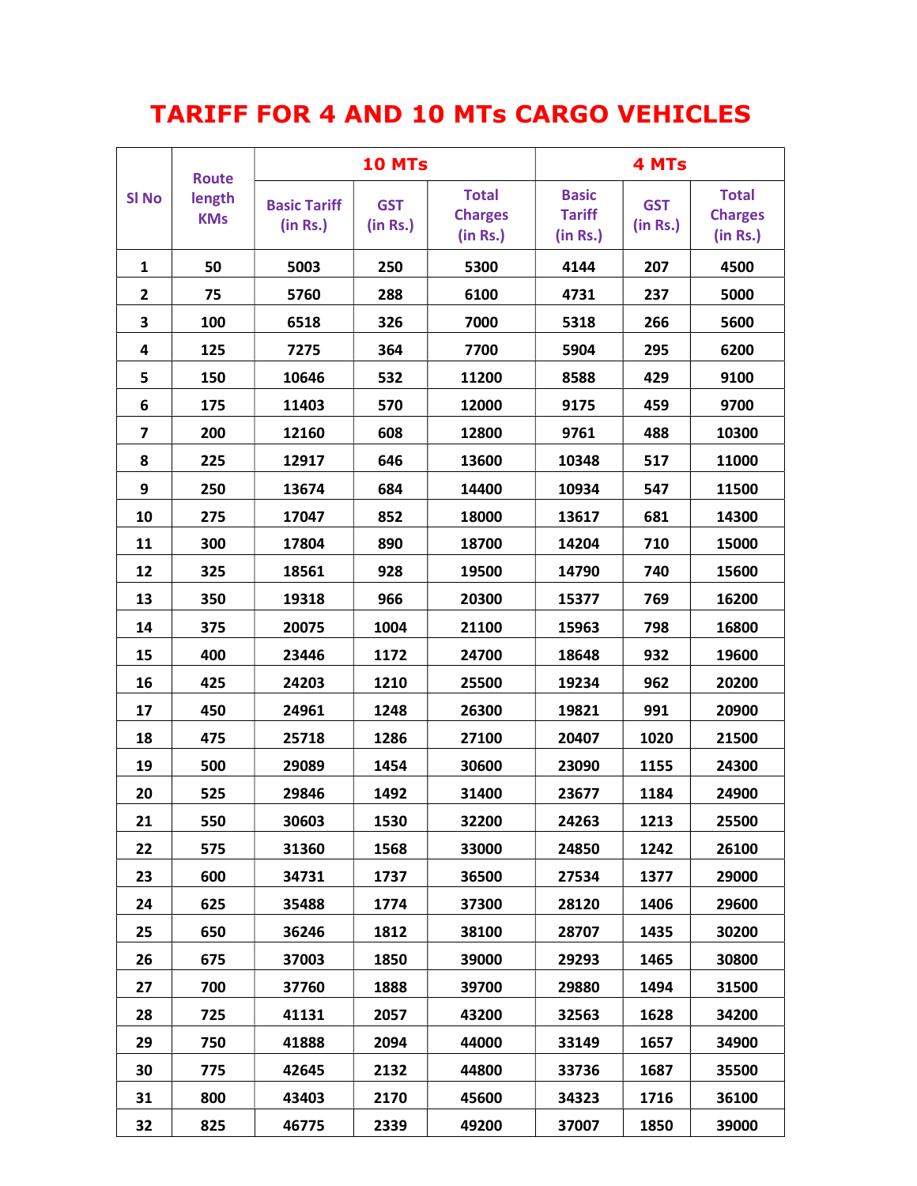# TARIFF FOR 4 AND 10 MTs CARGO VEHICLES

| Sl No | Route length KMs | 10 MTs | | | 4 MTs | | |
|---|---|---|---|---|---|---|---|
| | | Basic Tariff (in Rs.) | GST (in Rs.) | Total Charges (in Rs.) | Basic Tariff (in Rs.) | GST (in Rs.) | Total Charges (in Rs.) |
| 1 | 50 | 5003 | 250 | 5300 | 4144 | 207 | 4500 |
| 2 | 75 | 5760 | 288 | 6100 | 4731 | 237 | 5000 |
| 3 | 100 | 6518 | 326 | 7000 | 5318 | 266 | 5600 |
| 4 | 125 | 7275 | 364 | 7700 | 5904 | 295 | 6200 |
| 5 | 150 | 10646 | 532 | 11200 | 8588 | 429 | 9100 |
| 6 | 175 | 11403 | 570 | 12000 | 9175 | 459 | 9700 |
| 7 | 200 | 12160 | 608 | 12800 | 9761 | 488 | 10300 |
| 8 | 225 | 12917 | 646 | 13600 | 10348 | 517 | 11000 |
| 9 | 250 | 13674 | 684 | 14400 | 10934 | 547 | 11500 |
| 10 | 275 | 17047 | 852 | 18000 | 13617 | 681 | 14300 |
| 11 | 300 | 17804 | 890 | 18700 | 14204 | 710 | 15000 |
| 12 | 325 | 18561 | 928 | 19500 | 14790 | 740 | 15600 |
| 13 | 350 | 19318 | 966 | 20300 | 15377 | 769 | 16200 |
| 14 | 375 | 20075 | 1004 | 21100 | 15963 | 798 | 16800 |
| 15 | 400 | 23446 | 1172 | 24700 | 18648 | 932 | 19600 |
| 16 | 425 | 24203 | 1210 | 25500 | 19234 | 962 | 20200 |
| 17 | 450 | 24961 | 1248 | 26300 | 19821 | 991 | 20900 |
| 18 | 475 | 25718 | 1286 | 27100 | 20407 | 1020 | 21500 |
| 19 | 500 | 29089 | 1454 | 30600 | 23090 | 1155 | 24300 |
| 20 | 525 | 29846 | 1492 | 31400 | 23677 | 1184 | 24900 |
| 21 | 550 | 30603 | 1530 | 32200 | 24263 | 1213 | 25500 |
| 22 | 575 | 31360 | 1568 | 33000 | 24850 | 1242 | 26100 |
| 23 | 600 | 34731 | 1737 | 36500 | 27534 | 1377 | 29000 |
| 24 | 625 | 35488 | 1774 | 37300 | 28120 | 1406 | 29600 |
| 25 | 650 | 36246 | 1812 | 38100 | 28707 | 1435 | 30200 |
| 26 | 675 | 37003 | 1850 | 39000 | 29293 | 1465 | 30800 |
| 27 | 700 | 37760 | 1888 | 39700 | 29880 | 1494 | 31500 |
| 28 | 725 | 41131 | 2057 | 43200 | 32563 | 1628 | 34200 |
| 29 | 750 | 41888 | 2094 | 44000 | 33149 | 1657 | 34900 |
| 30 | 775 | 42645 | 2132 | 44800 | 33736 | 1687 | 35500 |
| 31 | 800 | 43403 | 2170 | 45600 | 34323 | 1716 | 36100 |
| 32 | 825 | 46775 | 2339 | 49200 | 37007 | 1850 | 39000 |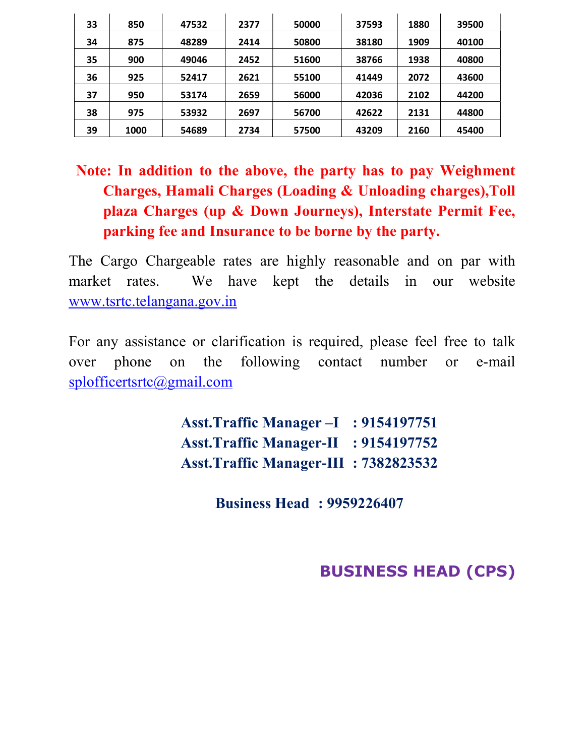| | | | | | | | |
|---|---|---|---|---|---|---|---|
| 33 | 850 | 47532 | 2377 | 50000 | 37593 | 1880 | 39500 |
| 34 | 875 | 48289 | 2414 | 50800 | 38180 | 1909 | 40100 |
| 35 | 900 | 49046 | 2452 | 51600 | 38766 | 1938 | 40800 |
| 36 | 925 | 52417 | 2621 | 55100 | 41449 | 2072 | 43600 |
| 37 | 950 | 53174 | 2659 | 56000 | 42036 | 2102 | 44200 |
| 38 | 975 | 53932 | 2697 | 56700 | 42622 | 2131 | 44800 |
| 39 | 1000 | 54689 | 2734 | 57500 | 43209 | 2160 | 45400 |

**Note: In addition to the above, the party has to pay Weighment Charges, Hamali Charges (Loading & Unloading charges),Toll plaza Charges (up & Down Journeys), Interstate Permit Fee, parking fee and Insurance to be borne by the party.**

The Cargo Chargeable rates are highly reasonable and on par with market rates. We have kept the details in our website www.tsrtc.telangana.gov.in

For any assistance or clarification is required, please feel free to talk over phone on the following contact number or e-mail splofficertsrtc@gmail.com

**Asst.Traffic Manager –I : 9154197751**
**Asst.Traffic Manager-II : 9154197752**
**Asst.Traffic Manager-III : 7382823532**

**Business Head : 9959226407**

**BUSINESS HEAD (CPS)**